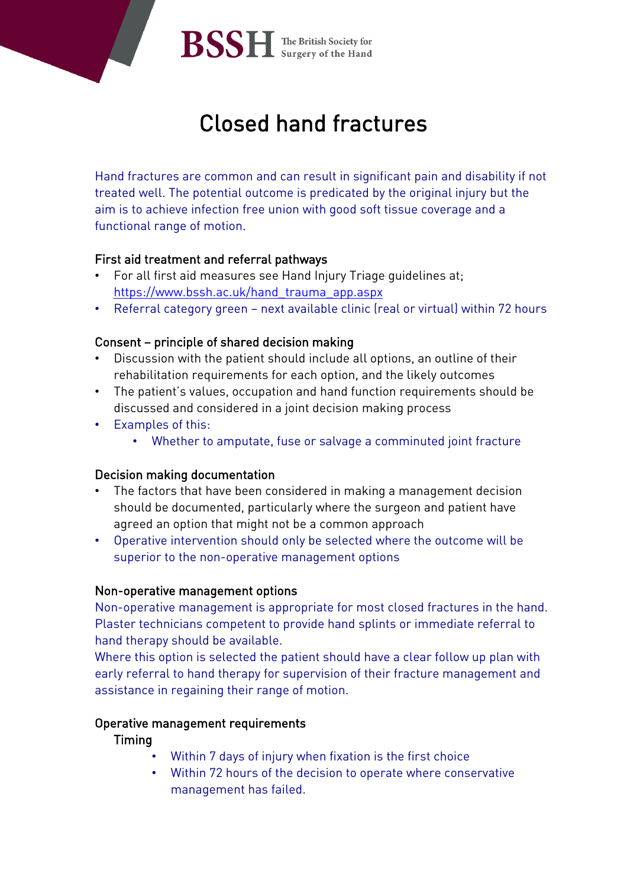# Closed hand fractures

Hand fractures are common and can result in significant pain and disability if not treated well. The potential outcome is predicated by the original injury but the aim is to achieve infection free union with good soft tissue coverage and a functional range of motion.

## First aid treatment and referral pathways

- For all first aid measures see Hand Injury Triage guidelines at; https://www.bssh.ac.uk/hand_trauma_app.aspx
- Referral category green – next available clinic (real or virtual) within 72 hours

## Consent – principle of shared decision making

- Discussion with the patient should include all options, an outline of their rehabilitation requirements for each option, and the likely outcomes
- The patient's values, occupation and hand function requirements should be discussed and considered in a joint decision making process
- Examples of this:
    - Whether to amputate, fuse or salvage a comminuted joint fracture

## Decision making documentation

- The factors that have been considered in making a management decision should be documented, particularly where the surgeon and patient have agreed an option that might not be a common approach
- Operative intervention should only be selected where the outcome will be superior to the non-operative management options

## Non-operative management options

Non-operative management is appropriate for most closed fractures in the hand. Plaster technicians competent to provide hand splints or immediate referral to hand therapy should be available.

Where this option is selected the patient should have a clear follow up plan with early referral to hand therapy for supervision of their fracture management and assistance in regaining their range of motion.

## Operative management requirements

### Timing

- Within 7 days of injury when fixation is the first choice
- Within 72 hours of the decision to operate where conservative management has failed.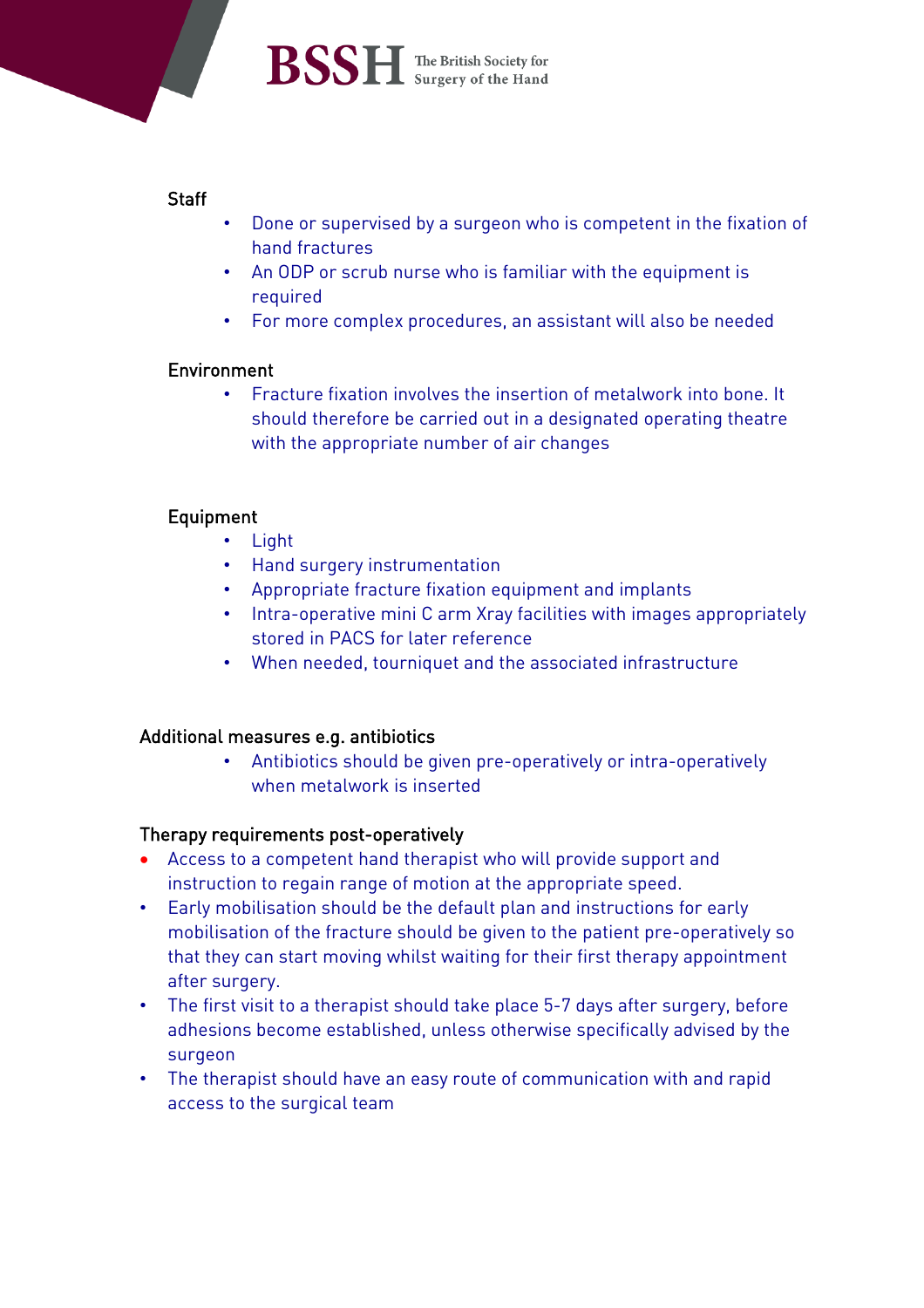### Staff

- Done or supervised by a surgeon who is competent in the fixation of hand fractures
- An ODP or scrub nurse who is familiar with the equipment is required
- For more complex procedures, an assistant will also be needed

### Environment

- Fracture fixation involves the insertion of metalwork into bone. It should therefore be carried out in a designated operating theatre with the appropriate number of air changes

### Equipment

- Light
- Hand surgery instrumentation
- Appropriate fracture fixation equipment and implants
- Intra-operative mini C arm Xray facilities with images appropriately stored in PACS for later reference
- When needed, tourniquet and the associated infrastructure

### Additional measures e.g. antibiotics

- Antibiotics should be given pre-operatively or intra-operatively when metalwork is inserted

### Therapy requirements post-operatively

- Access to a competent hand therapist who will provide support and instruction to regain range of motion at the appropriate speed.
- Early mobilisation should be the default plan and instructions for early mobilisation of the fracture should be given to the patient pre-operatively so that they can start moving whilst waiting for their first therapy appointment after surgery.
- The first visit to a therapist should take place 5-7 days after surgery, before adhesions become established, unless otherwise specifically advised by the surgeon
- The therapist should have an easy route of communication with and rapid access to the surgical team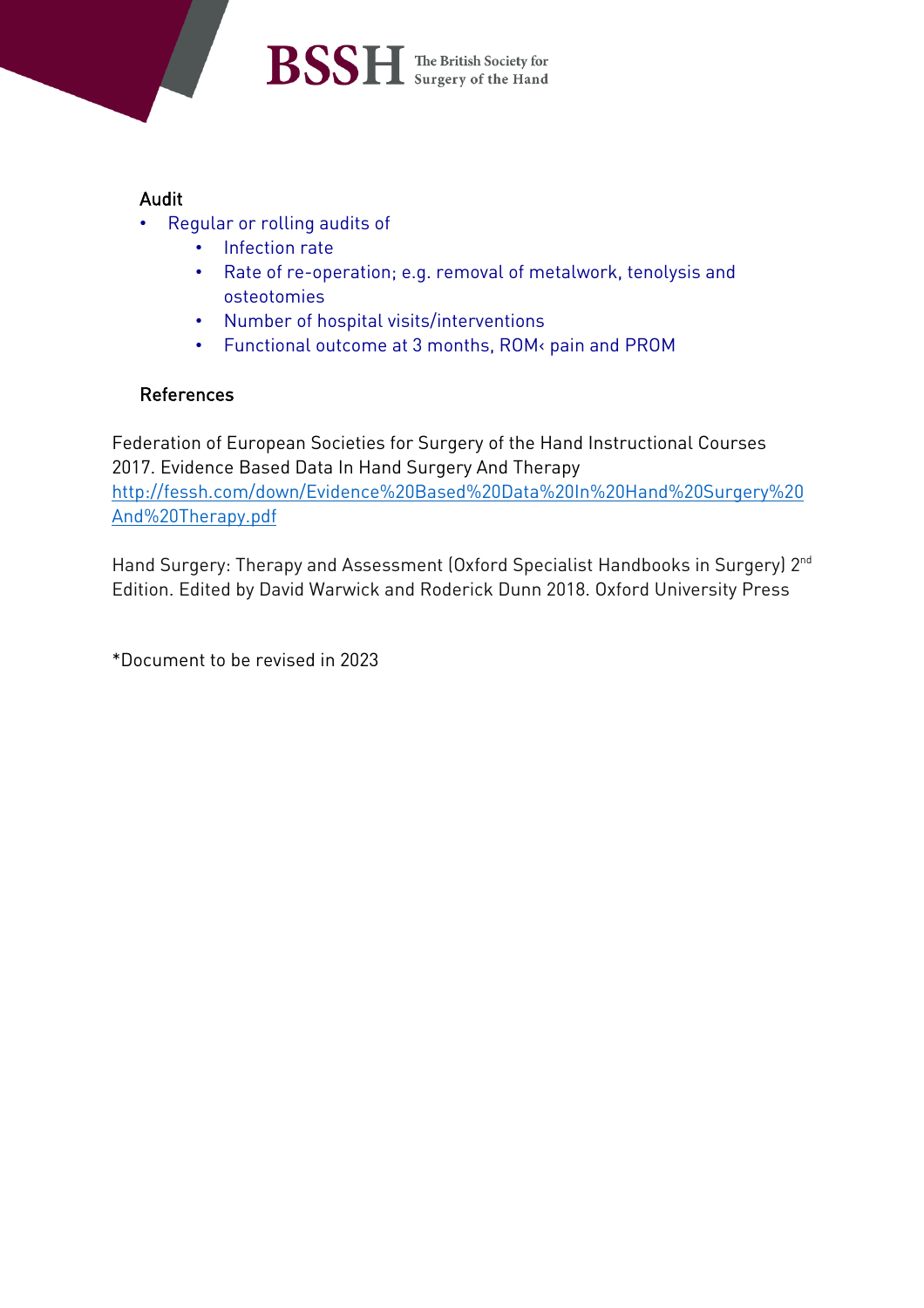## Audit

- Regular or rolling audits of
    - Infection rate
    - Rate of re-operation; e.g. removal of metalwork, tenolysis and osteotomies
    - Number of hospital visits/interventions
    - Functional outcome at 3 months, ROM‹ pain and PROM

## References

Federation of European Societies for Surgery of the Hand Instructional Courses 2017. Evidence Based Data In Hand Surgery And Therapy http://fessh.com/down/Evidence%20Based%20Data%20In%20Hand%20Surgery%20And%20Therapy.pdf

Hand Surgery: Therapy and Assessment (Oxford Specialist Handbooks in Surgery) 2nd Edition. Edited by David Warwick and Roderick Dunn 2018. Oxford University Press

*Document to be revised in 2023